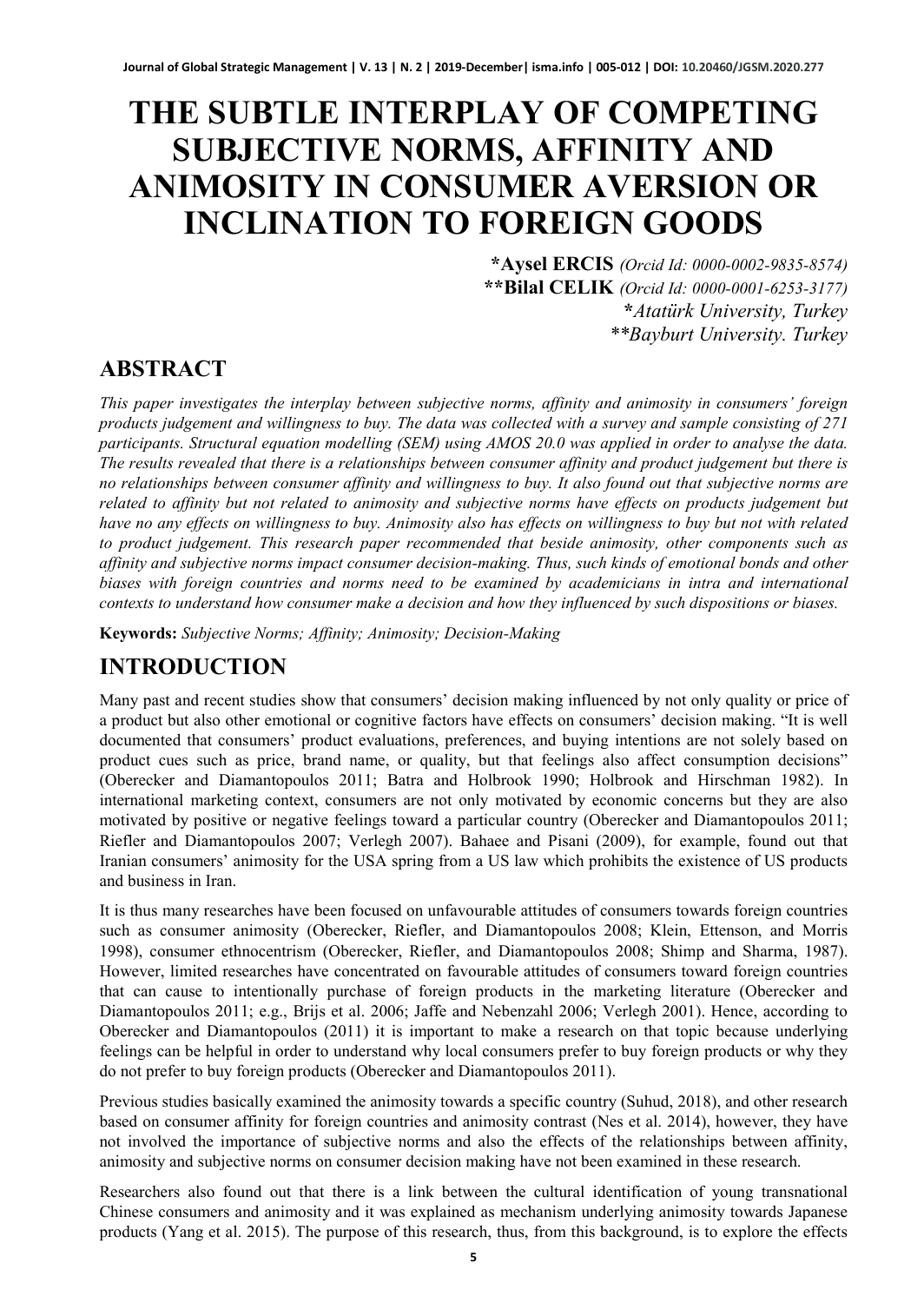# THE SUBTLE INTERPLAY OF COMPETING SUBJECTIVE NORMS, AFFINITY AND ANIMOSITY IN CONSUMER AVERSION OR INCLINATION TO FOREIGN GOODS

**\*Aysel ERCIS** *(Orcid Id: 0000-0002-9835-8574)*
**\*\*Bilal CELIK** *(Orcid Id: 0000-0001-6253-3177)*
*\*Atatürk University, Turkey*
*\*\*Bayburt University. Turkey*

## ABSTRACT

*This paper investigates the interplay between subjective norms, affinity and animosity in consumers' foreign products judgement and willingness to buy. The data was collected with a survey and sample consisting of 271 participants. Structural equation modelling (SEM) using AMOS 20.0 was applied in order to analyse the data. The results revealed that there is a relationships between consumer affinity and product judgement but there is no relationships between consumer affinity and willingness to buy. It also found out that subjective norms are related to affinity but not related to animosity and subjective norms have effects on products judgement but have no any effects on willingness to buy. Animosity also has effects on willingness to buy but not with related to product judgement. This research paper recommended that beside animosity, other components such as affinity and subjective norms impact consumer decision-making. Thus, such kinds of emotional bonds and other biases with foreign countries and norms need to be examined by academicians in intra and international contexts to understand how consumer make a decision and how they influenced by such dispositions or biases.*

**Keywords:** *Subjective Norms; Affinity; Animosity; Decision-Making*

## INTRODUCTION

Many past and recent studies show that consumers' decision making influenced by not only quality or price of a product but also other emotional or cognitive factors have effects on consumers' decision making. "It is well documented that consumers' product evaluations, preferences, and buying intentions are not solely based on product cues such as price, brand name, or quality, but that feelings also affect consumption decisions" (Oberecker and Diamantopoulos 2011; Batra and Holbrook 1990; Holbrook and Hirschman 1982). In international marketing context, consumers are not only motivated by economic concerns but they are also motivated by positive or negative feelings toward a particular country (Oberecker and Diamantopoulos 2011; Riefler and Diamantopoulos 2007; Verlegh 2007). Bahaee and Pisani (2009), for example, found out that Iranian consumers' animosity for the USA spring from a US law which prohibits the existence of US products and business in Iran.

It is thus many researches have been focused on unfavourable attitudes of consumers towards foreign countries such as consumer animosity (Oberecker, Riefler, and Diamantopoulos 2008; Klein, Ettenson, and Morris 1998), consumer ethnocentrism (Oberecker, Riefler, and Diamantopoulos 2008; Shimp and Sharma, 1987). However, limited researches have concentrated on favourable attitudes of consumers toward foreign countries that can cause to intentionally purchase of foreign products in the marketing literature (Oberecker and Diamantopoulos 2011; e.g., Brijs et al. 2006; Jaffe and Nebenzahl 2006; Verlegh 2001). Hence, according to Oberecker and Diamantopoulos (2011) it is important to make a research on that topic because underlying feelings can be helpful in order to understand why local consumers prefer to buy foreign products or why they do not prefer to buy foreign products (Oberecker and Diamantopoulos 2011).

Previous studies basically examined the animosity towards a specific country (Suhud, 2018), and other research based on consumer affinity for foreign countries and animosity contrast (Nes et al. 2014), however, they have not involved the importance of subjective norms and also the effects of the relationships between affinity, animosity and subjective norms on consumer decision making have not been examined in these research.

Researchers also found out that there is a link between the cultural identification of young transnational Chinese consumers and animosity and it was explained as mechanism underlying animosity towards Japanese products (Yang et al. 2015). The purpose of this research, thus, from this background, is to explore the effects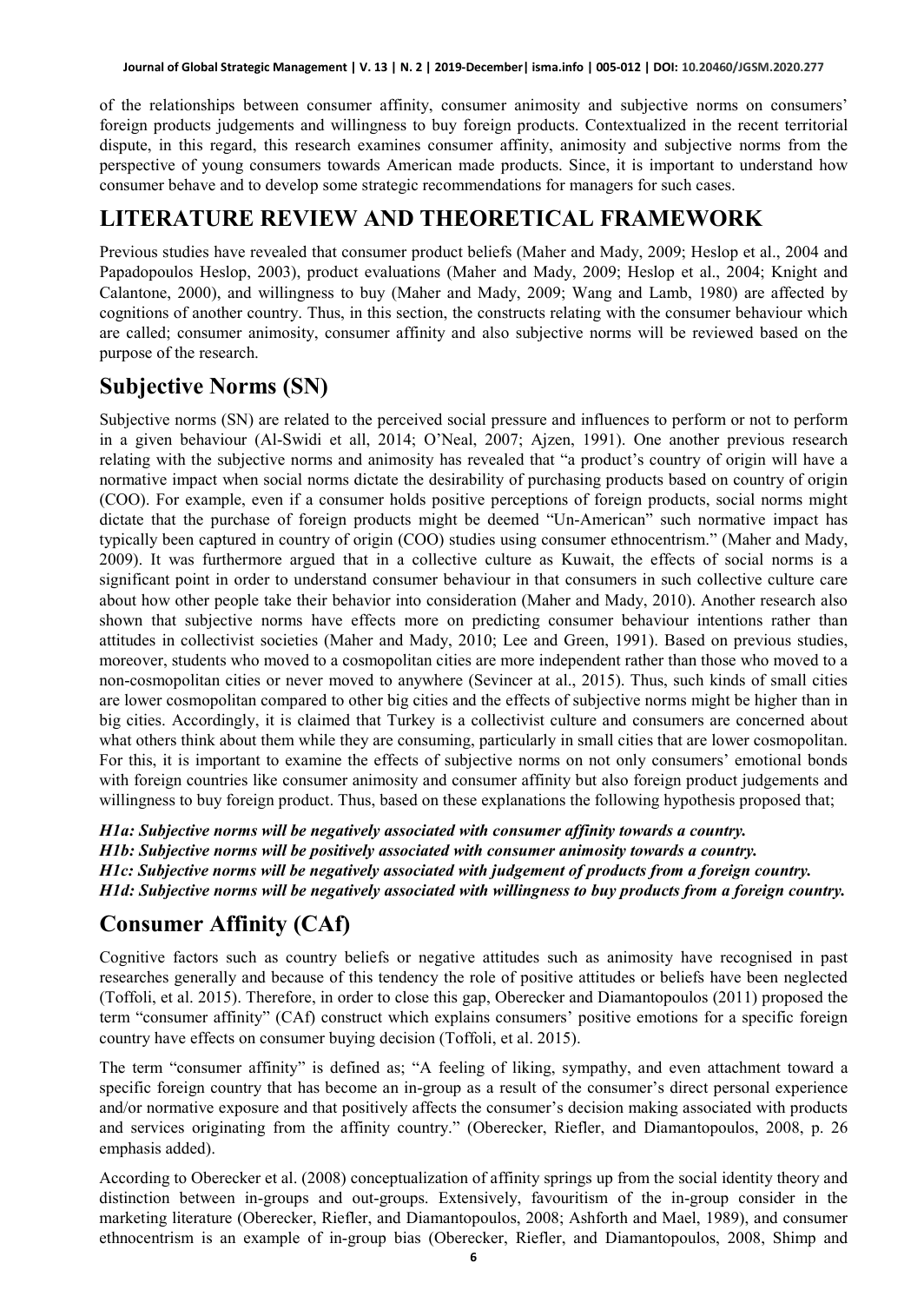of the relationships between consumer affinity, consumer animosity and subjective norms on consumers' foreign products judgements and willingness to buy foreign products. Contextualized in the recent territorial dispute, in this regard, this research examines consumer affinity, animosity and subjective norms from the perspective of young consumers towards American made products. Since, it is important to understand how consumer behave and to develop some strategic recommendations for managers for such cases.

# LITERATURE REVIEW AND THEORETICAL FRAMEWORK

Previous studies have revealed that consumer product beliefs (Maher and Mady, 2009; Heslop et al., 2004 and Papadopoulos Heslop, 2003), product evaluations (Maher and Mady, 2009; Heslop et al., 2004; Knight and Calantone, 2000), and willingness to buy (Maher and Mady, 2009; Wang and Lamb, 1980) are affected by cognitions of another country. Thus, in this section, the constructs relating with the consumer behaviour which are called; consumer animosity, consumer affinity and also subjective norms will be reviewed based on the purpose of the research.

## Subjective Norms (SN)

Subjective norms (SN) are related to the perceived social pressure and influences to perform or not to perform in a given behaviour (Al-Swidi et all, 2014; O'Neal, 2007; Ajzen, 1991). One another previous research relating with the subjective norms and animosity has revealed that "a product's country of origin will have a normative impact when social norms dictate the desirability of purchasing products based on country of origin (COO). For example, even if a consumer holds positive perceptions of foreign products, social norms might dictate that the purchase of foreign products might be deemed "Un-American" such normative impact has typically been captured in country of origin (COO) studies using consumer ethnocentrism." (Maher and Mady, 2009). It was furthermore argued that in a collective culture as Kuwait, the effects of social norms is a significant point in order to understand consumer behaviour in that consumers in such collective culture care about how other people take their behavior into consideration (Maher and Mady, 2010). Another research also shown that subjective norms have effects more on predicting consumer behaviour intentions rather than attitudes in collectivist societies (Maher and Mady, 2010; Lee and Green, 1991). Based on previous studies, moreover, students who moved to a cosmopolitan cities are more independent rather than those who moved to a non-cosmopolitan cities or never moved to anywhere (Sevincer at al., 2015). Thus, such kinds of small cities are lower cosmopolitan compared to other big cities and the effects of subjective norms might be higher than in big cities. Accordingly, it is claimed that Turkey is a collectivist culture and consumers are concerned about what others think about them while they are consuming, particularly in small cities that are lower cosmopolitan. For this, it is important to examine the effects of subjective norms on not only consumers' emotional bonds with foreign countries like consumer animosity and consumer affinity but also foreign product judgements and willingness to buy foreign product. Thus, based on these explanations the following hypothesis proposed that;

***H1a: Subjective norms will be negatively associated with consumer affinity towards a country.***
***H1b: Subjective norms will be positively associated with consumer animosity towards a country.***
***H1c: Subjective norms will be negatively associated with judgement of products from a foreign country.***
***H1d: Subjective norms will be negatively associated with willingness to buy products from a foreign country.***

## Consumer Affinity (CAf)

Cognitive factors such as country beliefs or negative attitudes such as animosity have recognised in past researches generally and because of this tendency the role of positive attitudes or beliefs have been neglected (Toffoli, et al. 2015). Therefore, in order to close this gap, Oberecker and Diamantopoulos (2011) proposed the term "consumer affinity" (CAf) construct which explains consumers' positive emotions for a specific foreign country have effects on consumer buying decision (Toffoli, et al. 2015).

The term "consumer affinity" is defined as; "A feeling of liking, sympathy, and even attachment toward a specific foreign country that has become an in-group as a result of the consumer's direct personal experience and/or normative exposure and that positively affects the consumer's decision making associated with products and services originating from the affinity country." (Oberecker, Riefler, and Diamantopoulos, 2008, p. 26 emphasis added).

According to Oberecker et al. (2008) conceptualization of affinity springs up from the social identity theory and distinction between in-groups and out-groups. Extensively, favouritism of the in-group consider in the marketing literature (Oberecker, Riefler, and Diamantopoulos, 2008; Ashforth and Mael, 1989), and consumer ethnocentrism is an example of in-group bias (Oberecker, Riefler, and Diamantopoulos, 2008, Shimp and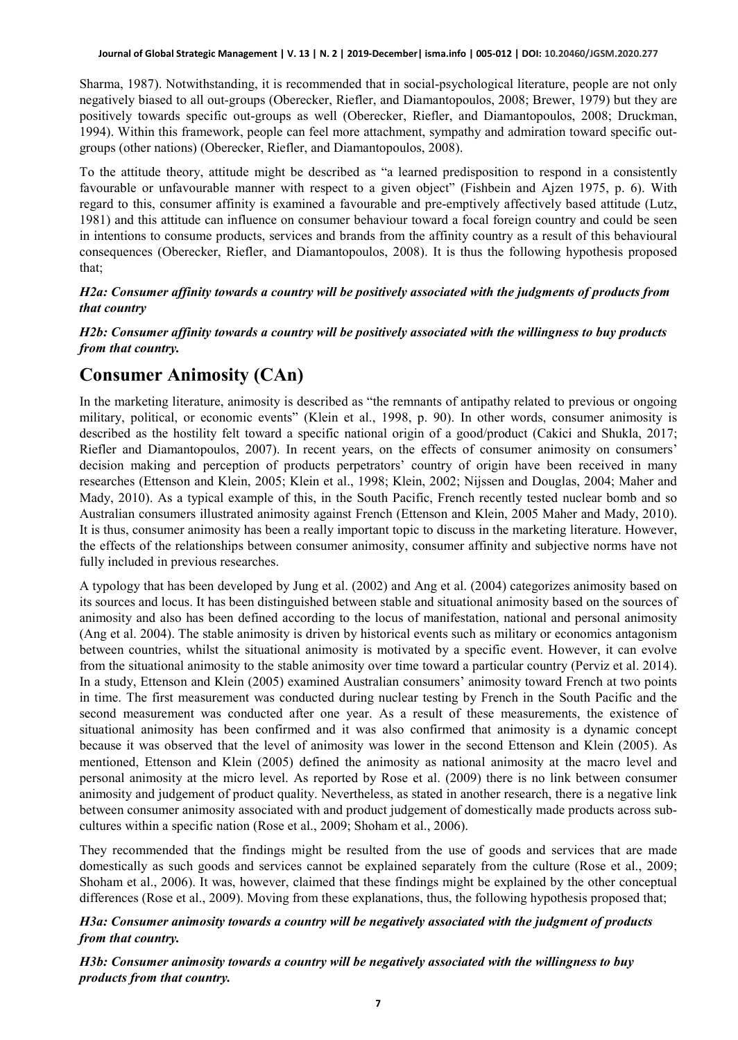Sharma, 1987). Notwithstanding, it is recommended that in social-psychological literature, people are not only negatively biased to all out-groups (Oberecker, Riefler, and Diamantopoulos, 2008; Brewer, 1979) but they are positively towards specific out-groups as well (Oberecker, Riefler, and Diamantopoulos, 2008; Druckman, 1994). Within this framework, people can feel more attachment, sympathy and admiration toward specific out-groups (other nations) (Oberecker, Riefler, and Diamantopoulos, 2008).

To the attitude theory, attitude might be described as "a learned predisposition to respond in a consistently favourable or unfavourable manner with respect to a given object" (Fishbein and Ajzen 1975, p. 6). With regard to this, consumer affinity is examined a favourable and pre-emptively affectively based attitude (Lutz, 1981) and this attitude can influence on consumer behaviour toward a focal foreign country and could be seen in intentions to consume products, services and brands from the affinity country as a result of this behavioural consequences (Oberecker, Riefler, and Diamantopoulos, 2008). It is thus the following hypothesis proposed that;

***H2a: Consumer affinity towards a country will be positively associated with the judgments of products from that country***

***H2b: Consumer affinity towards a country will be positively associated with the willingness to buy products from that country.***

## Consumer Animosity (CAn)

In the marketing literature, animosity is described as "the remnants of antipathy related to previous or ongoing military, political, or economic events" (Klein et al., 1998, p. 90). In other words, consumer animosity is described as the hostility felt toward a specific national origin of a good/product (Cakici and Shukla, 2017; Riefler and Diamantopoulos, 2007). In recent years, on the effects of consumer animosity on consumers' decision making and perception of products perpetrators' country of origin have been received in many researches (Ettenson and Klein, 2005; Klein et al., 1998; Klein, 2002; Nijssen and Douglas, 2004; Maher and Mady, 2010). As a typical example of this, in the South Pacific, French recently tested nuclear bomb and so Australian consumers illustrated animosity against French (Ettenson and Klein, 2005 Maher and Mady, 2010). It is thus, consumer animosity has been a really important topic to discuss in the marketing literature. However, the effects of the relationships between consumer animosity, consumer affinity and subjective norms have not fully included in previous researches.

A typology that has been developed by Jung et al. (2002) and Ang et al. (2004) categorizes animosity based on its sources and locus. It has been distinguished between stable and situational animosity based on the sources of animosity and also has been defined according to the locus of manifestation, national and personal animosity (Ang et al. 2004). The stable animosity is driven by historical events such as military or economics antagonism between countries, whilst the situational animosity is motivated by a specific event. However, it can evolve from the situational animosity to the stable animosity over time toward a particular country (Perviz et al. 2014). In a study, Ettenson and Klein (2005) examined Australian consumers' animosity toward French at two points in time. The first measurement was conducted during nuclear testing by French in the South Pacific and the second measurement was conducted after one year. As a result of these measurements, the existence of situational animosity has been confirmed and it was also confirmed that animosity is a dynamic concept because it was observed that the level of animosity was lower in the second Ettenson and Klein (2005). As mentioned, Ettenson and Klein (2005) defined the animosity as national animosity at the macro level and personal animosity at the micro level. As reported by Rose et al. (2009) there is no link between consumer animosity and judgement of product quality. Nevertheless, as stated in another research, there is a negative link between consumer animosity associated with and product judgement of domestically made products across sub-cultures within a specific nation (Rose et al., 2009; Shoham et al., 2006).

They recommended that the findings might be resulted from the use of goods and services that are made domestically as such goods and services cannot be explained separately from the culture (Rose et al., 2009; Shoham et al., 2006). It was, however, claimed that these findings might be explained by the other conceptual differences (Rose et al., 2009). Moving from these explanations, thus, the following hypothesis proposed that;

***H3a: Consumer animosity towards a country will be negatively associated with the judgment of products from that country.***

***H3b: Consumer animosity towards a country will be negatively associated with the willingness to buy products from that country.***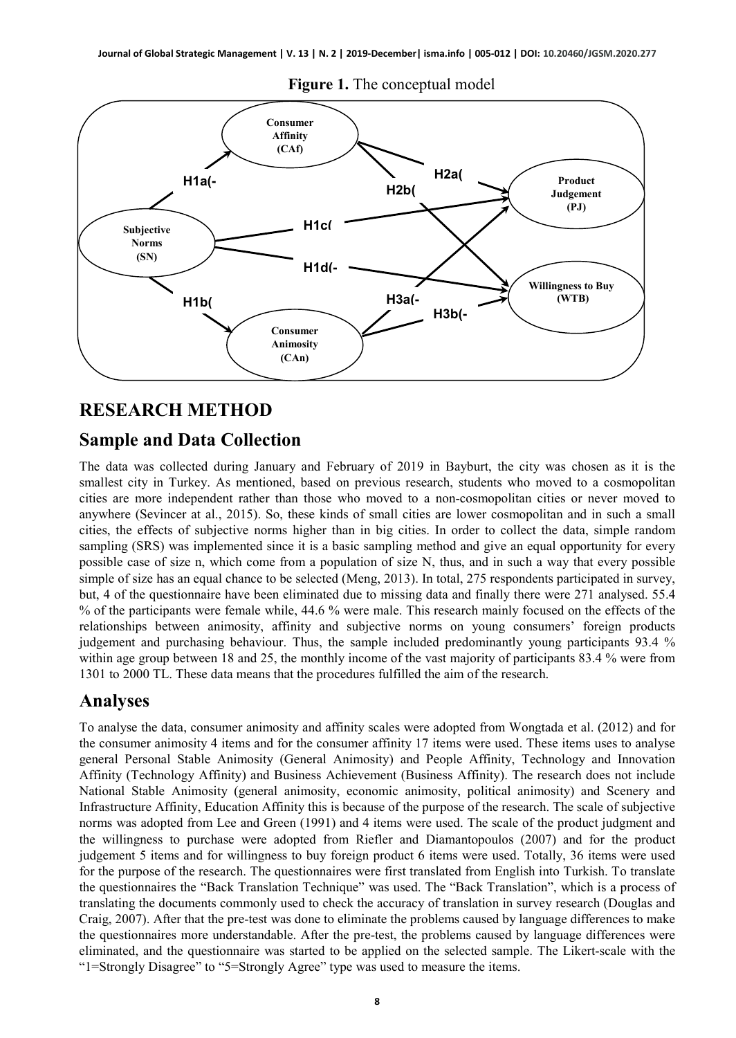**Figure 1.** The conceptual model

## RESEARCH METHOD

### Sample and Data Collection

The data was collected during January and February of 2019 in Bayburt, the city was chosen as it is the smallest city in Turkey. As mentioned, based on previous research, students who moved to a cosmopolitan cities are more independent rather than those who moved to a non-cosmopolitan cities or never moved to anywhere (Sevincer at al., 2015). So, these kinds of small cities are lower cosmopolitan and in such a small cities, the effects of subjective norms higher than in big cities. In order to collect the data, simple random sampling (SRS) was implemented since it is a basic sampling method and give an equal opportunity for every possible case of size n, which come from a population of size N, thus, and in such a way that every possible simple of size has an equal chance to be selected (Meng, 2013). In total, 275 respondents participated in survey, but, 4 of the questionnaire have been eliminated due to missing data and finally there were 271 analysed. 55.4 % of the participants were female while, 44.6 % were male. This research mainly focused on the effects of the relationships between animosity, affinity and subjective norms on young consumers' foreign products judgement and purchasing behaviour. Thus, the sample included predominantly young participants 93.4 % within age group between 18 and 25, the monthly income of the vast majority of participants 83.4 % were from 1301 to 2000 TL. These data means that the procedures fulfilled the aim of the research.

### Analyses

To analyse the data, consumer animosity and affinity scales were adopted from Wongtada et al. (2012) and for the consumer animosity 4 items and for the consumer affinity 17 items were used. These items uses to analyse general Personal Stable Animosity (General Animosity) and People Affinity, Technology and Innovation Affinity (Technology Affinity) and Business Achievement (Business Affinity). The research does not include National Stable Animosity (general animosity, economic animosity, political animosity) and Scenery and Infrastructure Affinity, Education Affinity this is because of the purpose of the research. The scale of subjective norms was adopted from Lee and Green (1991) and 4 items were used. The scale of the product judgment and the willingness to purchase were adopted from Riefler and Diamantopoulos (2007) and for the product judgement 5 items and for willingness to buy foreign product 6 items were used. Totally, 36 items were used for the purpose of the research. The questionnaires were first translated from English into Turkish. To translate the questionnaires the "Back Translation Technique" was used. The "Back Translation", which is a process of translating the documents commonly used to check the accuracy of translation in survey research (Douglas and Craig, 2007). After that the pre-test was done to eliminate the problems caused by language differences to make the questionnaires more understandable. After the pre-test, the problems caused by language differences were eliminated, and the questionnaire was started to be applied on the selected sample. The Likert-scale with the "1=Strongly Disagree" to "5=Strongly Agree" type was used to measure the items.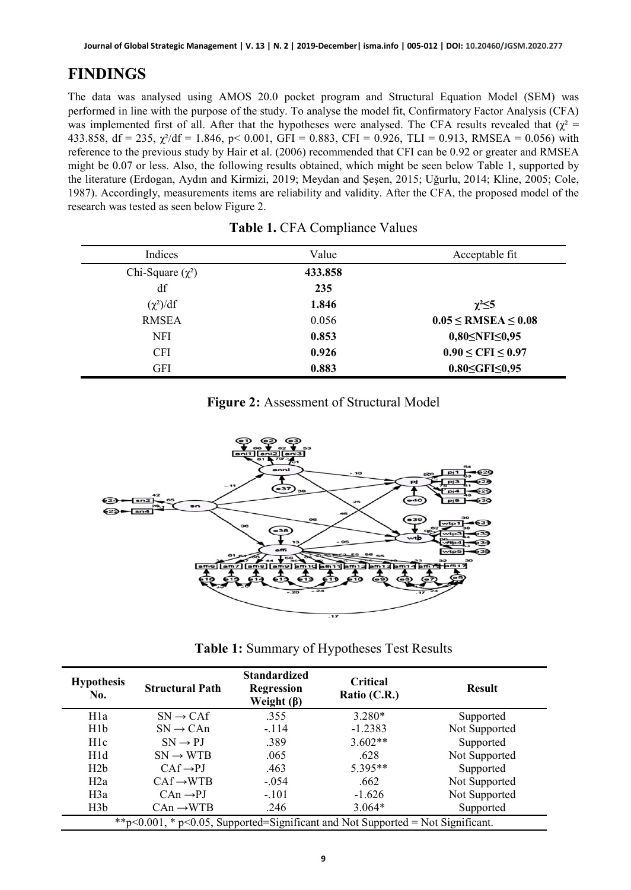# FINDINGS

The data was analysed using AMOS 20.0 pocket program and Structural Equation Model (SEM) was performed in line with the purpose of the study. To analyse the model fit, Confirmatory Factor Analysis (CFA) was implemented first of all. After that the hypotheses were analysed. The CFA results revealed that ($\chi^2$ = 433.858, df = 235, $\chi^2$/df = 1.846, p< 0.001, GFI = 0.883, CFI = 0.926, TLI = 0.913, RMSEA = 0.056) with reference to the previous study by Hair et al. (2006) recommended that CFI can be 0.92 or greater and RMSEA might be 0.07 or less. Also, the following results obtained, which might be seen below Table 1, supported by the literature (Erdogan, Aydın and Kirmizi, 2019; Meydan and Şeşen, 2015; Uğurlu, 2014; Kline, 2005; Cole, 1987). Accordingly, measurements items are reliability and validity. After the CFA, the proposed model of the research was tested as seen below Figure 2.

**Table 1.** CFA Compliance Values

| Indices | Value | Acceptable fit |
|---|---|---|
| Chi-Square ($\chi^2$) | **433.858** | |
| df | **235** | |
| ($\chi^2$)/df | **1.846** | **$\chi^2 \leq 5$** |
| RMSEA | 0.056 | **$0.05 \leq$ RMSEA $\leq 0.08$** |
| NFI | **0.853** | **0,80≤NFI≤0,95** |
| CFI | **0.926** | **$0.90 \leq$ CFI $\leq 0.97$** |
| GFI | **0.883** | **0.80≤GFI≤0,95** |

**Figure 2:** Assessment of Structural Model

**Table 1:** Summary of Hypotheses Test Results

| Hypothesis No. | Structural Path | Standardized Regression Weight (β) | Critical Ratio (C.R.) | Result |
|---|---|---|---|---|
| H1a | SN → CAf | .355 | 3.280* | Supported |
| H1b | SN → CAn | -.114 | -1.2383 | Not Supported |
| H1c | SN → PJ | .389 | 3.602** | Supported |
| H1d | SN → WTB | .065 | .628 | Not Supported |
| H2b | CAf →PJ | .463 | 5.395** | Supported |
| H2a | CAf →WTB | -.054 | .662 | Not Supported |
| H3a | CAn →PJ | -.101 | -1.626 | Not Supported |
| H3b | CAn →WTB | .246 | 3.064* | Supported |

**$p<0.001$, * $p<0.05$, Supported=Significant and Not Supported = Not Significant.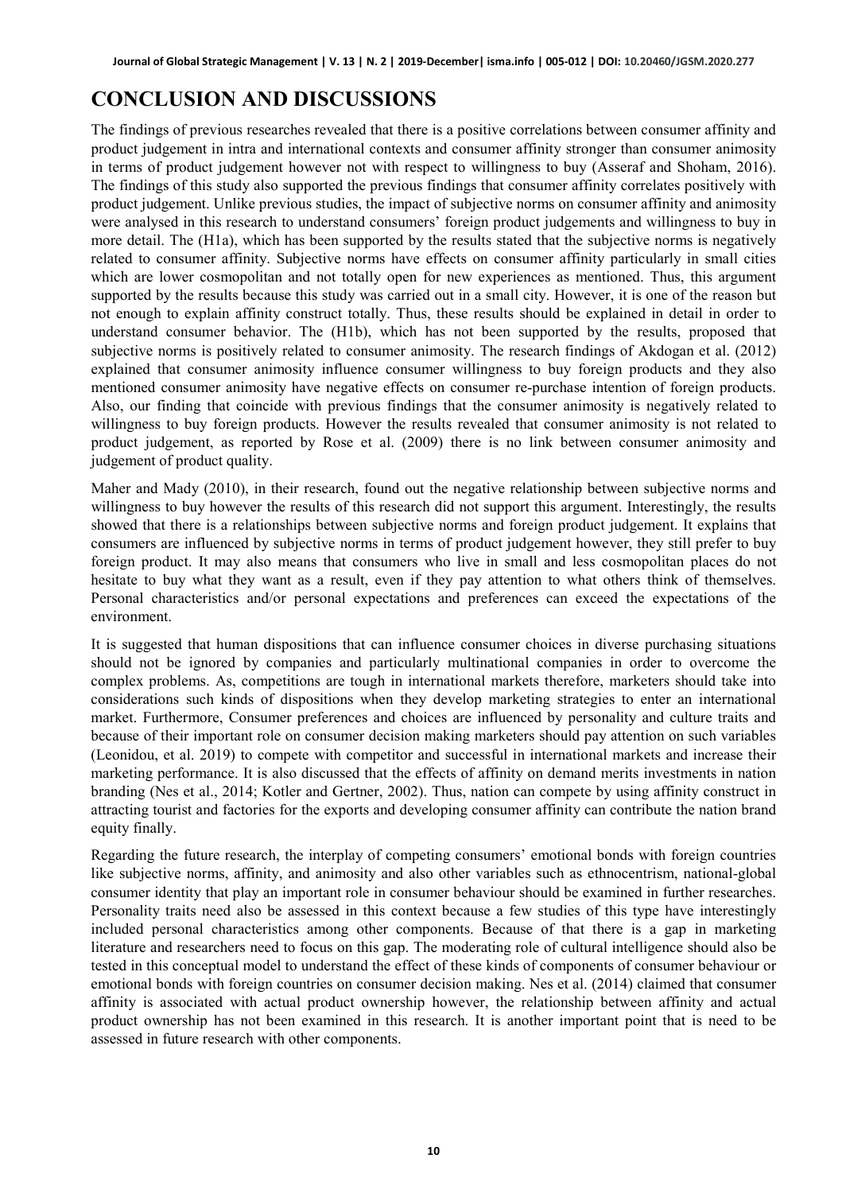# CONCLUSION AND DISCUSSIONS

The findings of previous researches revealed that there is a positive correlations between consumer affinity and product judgement in intra and international contexts and consumer affinity stronger than consumer animosity in terms of product judgement however not with respect to willingness to buy (Asseraf and Shoham, 2016). The findings of this study also supported the previous findings that consumer affinity correlates positively with product judgement. Unlike previous studies, the impact of subjective norms on consumer affinity and animosity were analysed in this research to understand consumers' foreign product judgements and willingness to buy in more detail. The (H1a), which has been supported by the results stated that the subjective norms is negatively related to consumer affinity. Subjective norms have effects on consumer affinity particularly in small cities which are lower cosmopolitan and not totally open for new experiences as mentioned. Thus, this argument supported by the results because this study was carried out in a small city. However, it is one of the reason but not enough to explain affinity construct totally. Thus, these results should be explained in detail in order to understand consumer behavior. The (H1b), which has not been supported by the results, proposed that subjective norms is positively related to consumer animosity. The research findings of Akdogan et al. (2012) explained that consumer animosity influence consumer willingness to buy foreign products and they also mentioned consumer animosity have negative effects on consumer re-purchase intention of foreign products. Also, our finding that coincide with previous findings that the consumer animosity is negatively related to willingness to buy foreign products. However the results revealed that consumer animosity is not related to product judgement, as reported by Rose et al. (2009) there is no link between consumer animosity and judgement of product quality.

Maher and Mady (2010), in their research, found out the negative relationship between subjective norms and willingness to buy however the results of this research did not support this argument. Interestingly, the results showed that there is a relationships between subjective norms and foreign product judgement. It explains that consumers are influenced by subjective norms in terms of product judgement however, they still prefer to buy foreign product. It may also means that consumers who live in small and less cosmopolitan places do not hesitate to buy what they want as a result, even if they pay attention to what others think of themselves. Personal characteristics and/or personal expectations and preferences can exceed the expectations of the environment.

It is suggested that human dispositions that can influence consumer choices in diverse purchasing situations should not be ignored by companies and particularly multinational companies in order to overcome the complex problems. As, competitions are tough in international markets therefore, marketers should take into considerations such kinds of dispositions when they develop marketing strategies to enter an international market. Furthermore, Consumer preferences and choices are influenced by personality and culture traits and because of their important role on consumer decision making marketers should pay attention on such variables (Leonidou, et al. 2019) to compete with competitor and successful in international markets and increase their marketing performance. It is also discussed that the effects of affinity on demand merits investments in nation branding (Nes et al., 2014; Kotler and Gertner, 2002). Thus, nation can compete by using affinity construct in attracting tourist and factories for the exports and developing consumer affinity can contribute the nation brand equity finally.

Regarding the future research, the interplay of competing consumers' emotional bonds with foreign countries like subjective norms, affinity, and animosity and also other variables such as ethnocentrism, national-global consumer identity that play an important role in consumer behaviour should be examined in further researches. Personality traits need also be assessed in this context because a few studies of this type have interestingly included personal characteristics among other components. Because of that there is a gap in marketing literature and researchers need to focus on this gap. The moderating role of cultural intelligence should also be tested in this conceptual model to understand the effect of these kinds of components of consumer behaviour or emotional bonds with foreign countries on consumer decision making. Nes et al. (2014) claimed that consumer affinity is associated with actual product ownership however, the relationship between affinity and actual product ownership has not been examined in this research. It is another important point that is need to be assessed in future research with other components.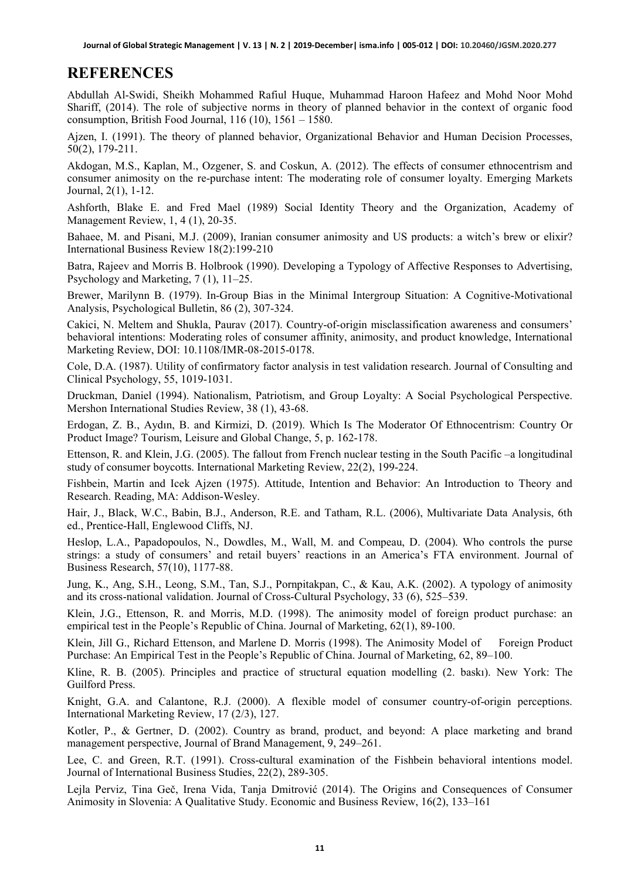# REFERENCES

Abdullah Al-Swidi, Sheikh Mohammed Rafiul Huque, Muhammad Haroon Hafeez and Mohd Noor Mohd Shariff, (2014). The role of subjective norms in theory of planned behavior in the context of organic food consumption, British Food Journal, 116 (10), 1561 – 1580.

Ajzen, I. (1991). The theory of planned behavior, Organizational Behavior and Human Decision Processes, 50(2), 179-211.

Akdogan, M.S., Kaplan, M., Ozgener, S. and Coskun, A. (2012). The effects of consumer ethnocentrism and consumer animosity on the re-purchase intent: The moderating role of consumer loyalty. Emerging Markets Journal, 2(1), 1-12.

Ashforth, Blake E. and Fred Mael (1989) Social Identity Theory and the Organization, Academy of Management Review, 1, 4 (1), 20-35.

Bahaee, M. and Pisani, M.J. (2009), Iranian consumer animosity and US products: a witch's brew or elixir? International Business Review 18(2):199-210

Batra, Rajeev and Morris B. Holbrook (1990). Developing a Typology of Affective Responses to Advertising, Psychology and Marketing, 7 (1), 11–25.

Brewer, Marilynn B. (1979). In-Group Bias in the Minimal Intergroup Situation: A Cognitive-Motivational Analysis, Psychological Bulletin, 86 (2), 307-324.

Cakici, N. Meltem and Shukla, Paurav (2017). Country-of-origin misclassification awareness and consumers' behavioral intentions: Moderating roles of consumer affinity, animosity, and product knowledge, International Marketing Review, DOI: 10.1108/IMR-08-2015-0178.

Cole, D.A. (1987). Utility of confirmatory factor analysis in test validation research. Journal of Consulting and Clinical Psychology, 55, 1019-1031.

Druckman, Daniel (1994). Nationalism, Patriotism, and Group Loyalty: A Social Psychological Perspective. Mershon International Studies Review, 38 (1), 43-68.

Erdogan, Z. B., Aydın, B. and Kirmizi, D. (2019). Which Is The Moderator Of Ethnocentrism: Country Or Product Image? Tourism, Leisure and Global Change, 5, p. 162-178.

Ettenson, R. and Klein, J.G. (2005). The fallout from French nuclear testing in the South Pacific –a longitudinal study of consumer boycotts. International Marketing Review, 22(2), 199-224.

Fishbein, Martin and Icek Ajzen (1975). Attitude, Intention and Behavior: An Introduction to Theory and Research. Reading, MA: Addison-Wesley.

Hair, J., Black, W.C., Babin, B.J., Anderson, R.E. and Tatham, R.L. (2006), Multivariate Data Analysis, 6th ed., Prentice-Hall, Englewood Cliffs, NJ.

Heslop, L.A., Papadopoulos, N., Dowdles, M., Wall, M. and Compeau, D. (2004). Who controls the purse strings: a study of consumers' and retail buyers' reactions in an America's FTA environment. Journal of Business Research, 57(10), 1177-88.

Jung, K., Ang, S.H., Leong, S.M., Tan, S.J., Pornpitakpan, C., & Kau, A.K. (2002). A typology of animosity and its cross-national validation. Journal of Cross-Cultural Psychology, 33 (6), 525–539.

Klein, J.G., Ettenson, R. and Morris, M.D. (1998). The animosity model of foreign product purchase: an empirical test in the People's Republic of China. Journal of Marketing, 62(1), 89-100.

Klein, Jill G., Richard Ettenson, and Marlene D. Morris (1998). The Animosity Model of Foreign Product Purchase: An Empirical Test in the People's Republic of China. Journal of Marketing, 62, 89–100.

Kline, R. B. (2005). Principles and practice of structural equation modelling (2. baskı). New York: The Guilford Press.

Knight, G.A. and Calantone, R.J. (2000). A flexible model of consumer country-of-origin perceptions. International Marketing Review, 17 (2/3), 127.

Kotler, P., & Gertner, D. (2002). Country as brand, product, and beyond: A place marketing and brand management perspective, Journal of Brand Management, 9, 249–261.

Lee, C. and Green, R.T. (1991). Cross-cultural examination of the Fishbein behavioral intentions model. Journal of International Business Studies, 22(2), 289-305.

Lejla Perviz, Tina Geč, Irena Vida, Tanja Dmitrović (2014). The Origins and Consequences of Consumer Animosity in Slovenia: A Qualitative Study. Economic and Business Review, 16(2), 133–161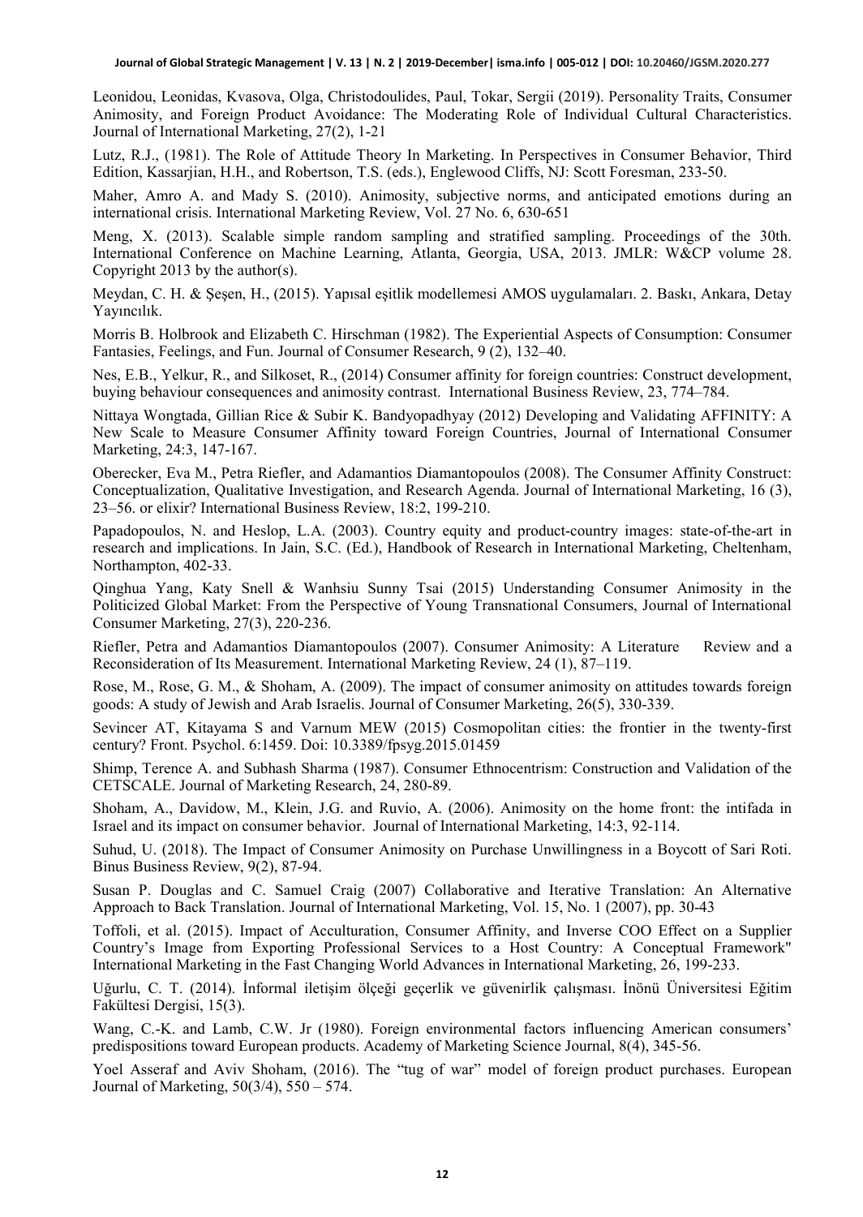Leonidou, Leonidas, Kvasova, Olga, Christodoulides, Paul, Tokar, Sergii (2019). Personality Traits, Consumer Animosity, and Foreign Product Avoidance: The Moderating Role of Individual Cultural Characteristics. Journal of International Marketing, 27(2), 1-21

Lutz, R.J., (1981). The Role of Attitude Theory In Marketing. In Perspectives in Consumer Behavior, Third Edition, Kassarjian, H.H., and Robertson, T.S. (eds.), Englewood Cliffs, NJ: Scott Foresman, 233-50.

Maher, Amro A. and Mady S. (2010). Animosity, subjective norms, and anticipated emotions during an international crisis. International Marketing Review, Vol. 27 No. 6, 630-651

Meng, X. (2013). Scalable simple random sampling and stratified sampling. Proceedings of the 30th. International Conference on Machine Learning, Atlanta, Georgia, USA, 2013. JMLR: W&CP volume 28. Copyright 2013 by the author(s).

Meydan, C. H. & Şeşen, H., (2015). Yapısal eşitlik modellemesi AMOS uygulamaları. 2. Baskı, Ankara, Detay Yayıncılık.

Morris B. Holbrook and Elizabeth C. Hirschman (1982). The Experiential Aspects of Consumption: Consumer Fantasies, Feelings, and Fun. Journal of Consumer Research, 9 (2), 132–40.

Nes, E.B., Yelkur, R., and Silkoset, R., (2014) Consumer affinity for foreign countries: Construct development, buying behaviour consequences and animosity contrast. International Business Review, 23, 774–784.

Nittaya Wongtada, Gillian Rice & Subir K. Bandyopadhyay (2012) Developing and Validating AFFINITY: A New Scale to Measure Consumer Affinity toward Foreign Countries, Journal of International Consumer Marketing, 24:3, 147-167.

Oberecker, Eva M., Petra Riefler, and Adamantios Diamantopoulos (2008). The Consumer Affinity Construct: Conceptualization, Qualitative Investigation, and Research Agenda. Journal of International Marketing, 16 (3), 23–56. or elixir? International Business Review, 18:2, 199-210.

Papadopoulos, N. and Heslop, L.A. (2003). Country equity and product-country images: state-of-the-art in research and implications. In Jain, S.C. (Ed.), Handbook of Research in International Marketing, Cheltenham, Northampton, 402-33.

Qinghua Yang, Katy Snell & Wanhsiu Sunny Tsai (2015) Understanding Consumer Animosity in the Politicized Global Market: From the Perspective of Young Transnational Consumers, Journal of International Consumer Marketing, 27(3), 220-236.

Riefler, Petra and Adamantios Diamantopoulos (2007). Consumer Animosity: A Literature Review and a Reconsideration of Its Measurement. International Marketing Review, 24 (1), 87–119.

Rose, M., Rose, G. M., & Shoham, A. (2009). The impact of consumer animosity on attitudes towards foreign goods: A study of Jewish and Arab Israelis. Journal of Consumer Marketing, 26(5), 330-339.

Sevincer AT, Kitayama S and Varnum MEW (2015) Cosmopolitan cities: the frontier in the twenty-first century? Front. Psychol. 6:1459. Doi: 10.3389/fpsyg.2015.01459

Shimp, Terence A. and Subhash Sharma (1987). Consumer Ethnocentrism: Construction and Validation of the CETSCALE. Journal of Marketing Research, 24, 280-89.

Shoham, A., Davidow, M., Klein, J.G. and Ruvio, A. (2006). Animosity on the home front: the intifada in Israel and its impact on consumer behavior. Journal of International Marketing, 14:3, 92-114.

Suhud, U. (2018). The Impact of Consumer Animosity on Purchase Unwillingness in a Boycott of Sari Roti. Binus Business Review, 9(2), 87-94.

Susan P. Douglas and C. Samuel Craig (2007) Collaborative and Iterative Translation: An Alternative Approach to Back Translation. Journal of International Marketing, Vol. 15, No. 1 (2007), pp. 30-43

Toffoli, et al. (2015). Impact of Acculturation, Consumer Affinity, and Inverse COO Effect on a Supplier Country's Image from Exporting Professional Services to a Host Country: A Conceptual Framework" International Marketing in the Fast Changing World Advances in International Marketing, 26, 199-233.

Uğurlu, C. T. (2014). İnformal iletişim ölçeği geçerlik ve güvenirlik çalışması. İnönü Üniversitesi Eğitim Fakültesi Dergisi, 15(3).

Wang, C.-K. and Lamb, C.W. Jr (1980). Foreign environmental factors influencing American consumers' predispositions toward European products. Academy of Marketing Science Journal, 8(4), 345-56.

Yoel Asseraf and Aviv Shoham, (2016). The "tug of war" model of foreign product purchases. European Journal of Marketing, 50(3/4), 550 – 574.